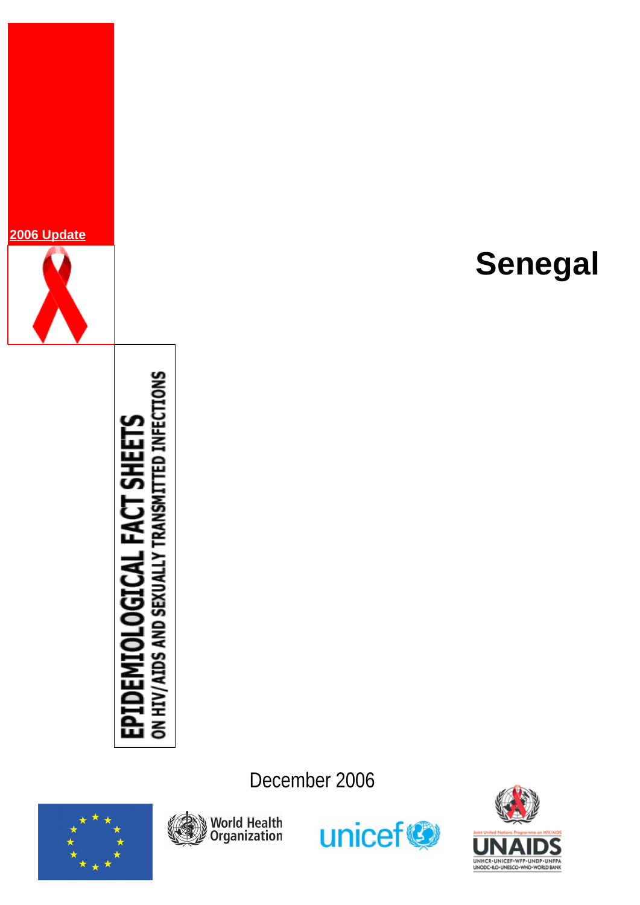**2006 Update**

# Senegal

**EPIDEMIOLOGICAL FACT SHEETS**

**ON HIV/AIDS AND SEXUALLY TRANSMITTED INFECTIONS**

December 2006

World Health Organization

unicef

Joint United Nations Programme on HIV/AIDS

UNAIDS

UNHCR·UNICEF·WFP·UNDP·UNFPA
UNODC·ILO·UNESCO·WHO·WORLD BANK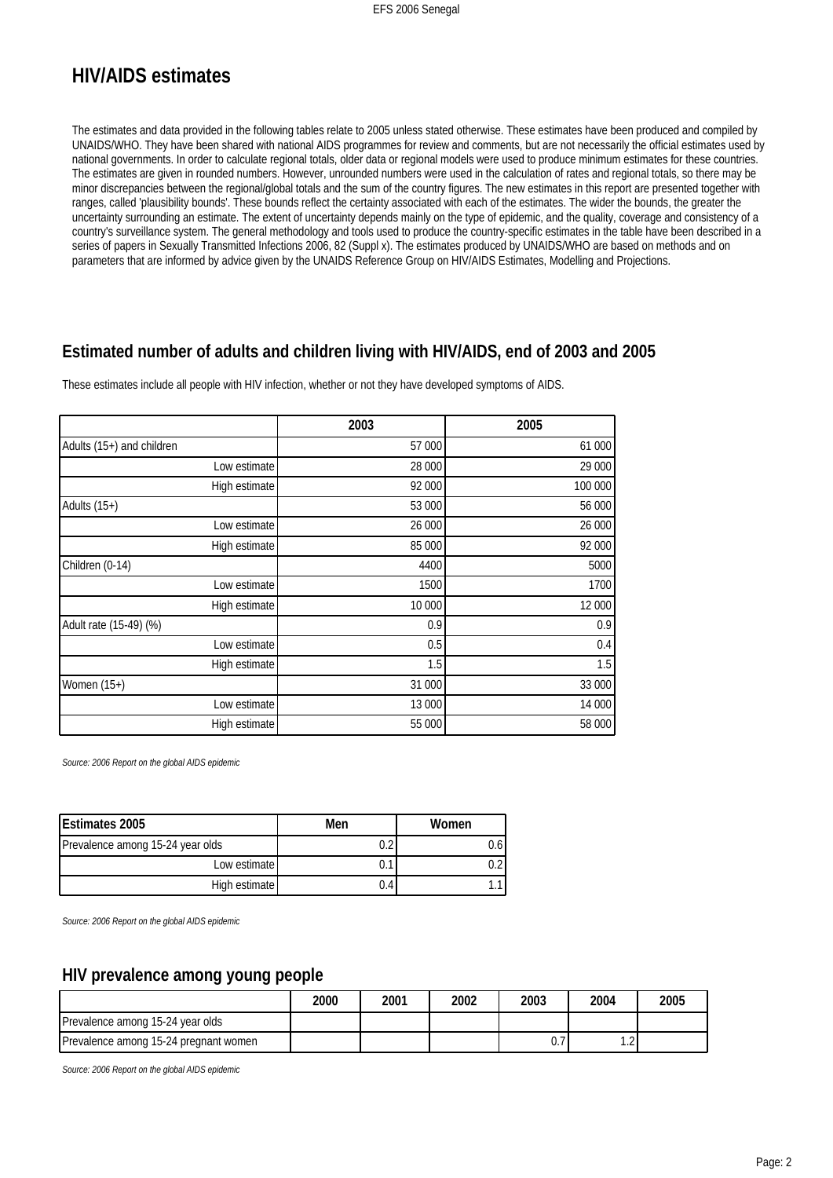# HIV/AIDS estimates

The estimates and data provided in the following tables relate to 2005 unless stated otherwise. These estimates have been produced and compiled by UNAIDS/WHO. They have been shared with national AIDS programmes for review and comments, but are not necessarily the official estimates used by national governments. In order to calculate regional totals, older data or regional models were used to produce minimum estimates for these countries. The estimates are given in rounded numbers. However, unrounded numbers were used in the calculation of rates and regional totals, so there may be minor discrepancies between the regional/global totals and the sum of the country figures. The new estimates in this report are presented together with ranges, called 'plausibility bounds'. These bounds reflect the certainty associated with each of the estimates. The wider the bounds, the greater the uncertainty surrounding an estimate. The extent of uncertainty depends mainly on the type of epidemic, and the quality, coverage and consistency of a country's surveillance system. The general methodology and tools used to produce the country-specific estimates in the table have been described in a series of papers in Sexually Transmitted Infections 2006, 82 (Suppl x). The estimates produced by UNAIDS/WHO are based on methods and on parameters that are informed by advice given by the UNAIDS Reference Group on HIV/AIDS Estimates, Modelling and Projections.

## Estimated number of adults and children living with HIV/AIDS, end of 2003 and 2005

These estimates include all people with HIV infection, whether or not they have developed symptoms of AIDS.

| | 2003 | 2005 |
|---|---|---|
| Adults (15+) and children | 57 000 | 61 000 |
| Low estimate | 28 000 | 29 000 |
| High estimate | 92 000 | 100 000 |
| Adults (15+) | 53 000 | 56 000 |
| Low estimate | 26 000 | 26 000 |
| High estimate | 85 000 | 92 000 |
| Children (0-14) | 4400 | 5000 |
| Low estimate | 1500 | 1700 |
| High estimate | 10 000 | 12 000 |
| Adult rate (15-49) (%) | 0.9 | 0.9 |
| Low estimate | 0.5 | 0.4 |
| High estimate | 1.5 | 1.5 |
| Women (15+) | 31 000 | 33 000 |
| Low estimate | 13 000 | 14 000 |
| High estimate | 55 000 | 58 000 |

*Source: 2006 Report on the global AIDS epidemic*

| Estimates 2005 | Men | Women |
|---|---|---|
| Prevalence among 15-24 year olds | 0.2 | 0.6 |
| Low estimate | 0.1 | 0.2 |
| High estimate | 0.4 | 1.1 |

*Source: 2006 Report on the global AIDS epidemic*

## HIV prevalence among young people

| | 2000 | 2001 | 2002 | 2003 | 2004 | 2005 |
|---|---|---|---|---|---|---|
| Prevalence among 15-24 year olds | | | | | | |
| Prevalence among 15-24 pregnant women | | | | 0.7 | 1.2 | |

*Source: 2006 Report on the global AIDS epidemic*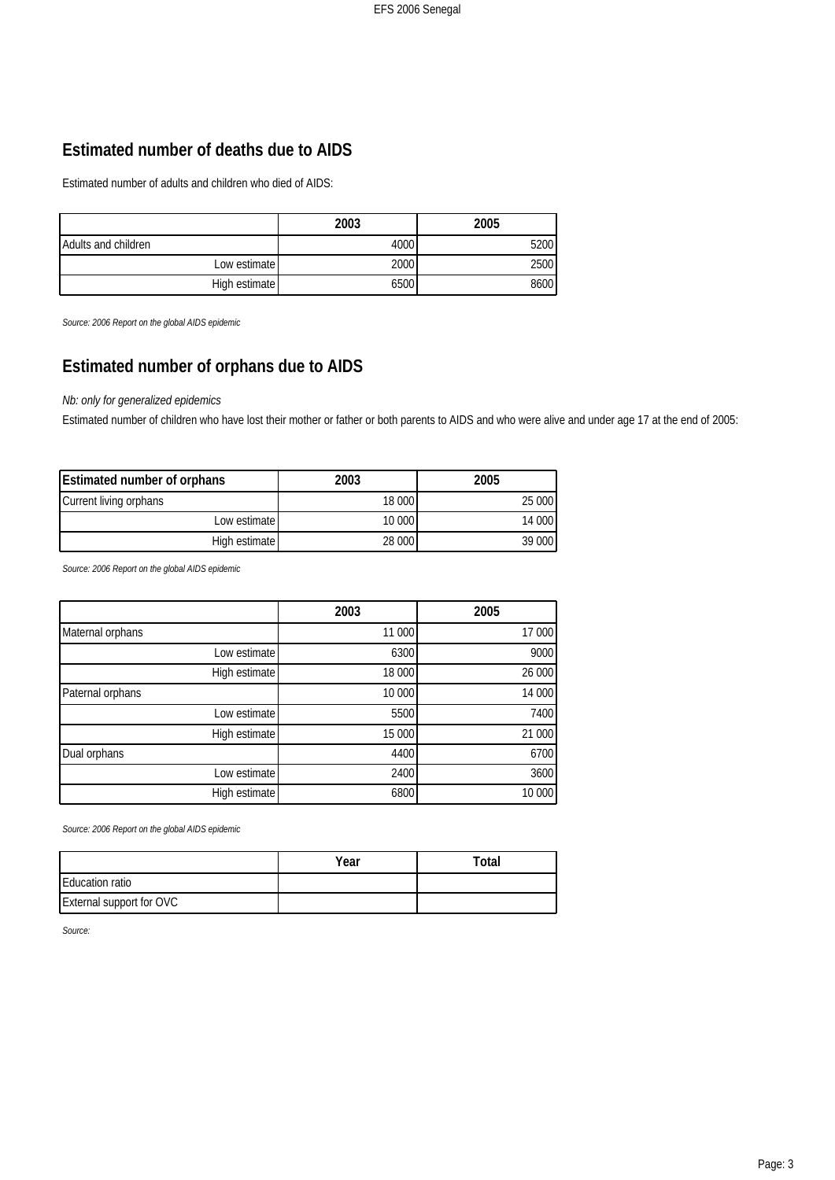## Estimated number of deaths due to AIDS

Estimated number of adults and children who died of AIDS:

| | 2003 | 2005 |
|---|---|---|
| Adults and children | 4000 | 5200 |
| Low estimate | 2000 | 2500 |
| High estimate | 6500 | 8600 |

*Source: 2006 Report on the global AIDS epidemic*

## Estimated number of orphans due to AIDS

*Nb: only for generalized epidemics*

Estimated number of children who have lost their mother or father or both parents to AIDS and who were alive and under age 17 at the end of 2005:

| **Estimated number of orphans** | 2003 | 2005 |
|---|---|---|
| Current living orphans | 18 000 | 25 000 |
| Low estimate | 10 000 | 14 000 |
| High estimate | 28 000 | 39 000 |

*Source: 2006 Report on the global AIDS epidemic*

| | 2003 | 2005 |
|---|---|---|
| Maternal orphans | 11 000 | 17 000 |
| Low estimate | 6300 | 9000 |
| High estimate | 18 000 | 26 000 |
| Paternal orphans | 10 000 | 14 000 |
| Low estimate | 5500 | 7400 |
| High estimate | 15 000 | 21 000 |
| Dual orphans | 4400 | 6700 |
| Low estimate | 2400 | 3600 |
| High estimate | 6800 | 10 000 |

*Source: 2006 Report on the global AIDS epidemic*

| | Year | Total |
|---|---|---|
| Education ratio | | |
| External support for OVC | | |

*Source:*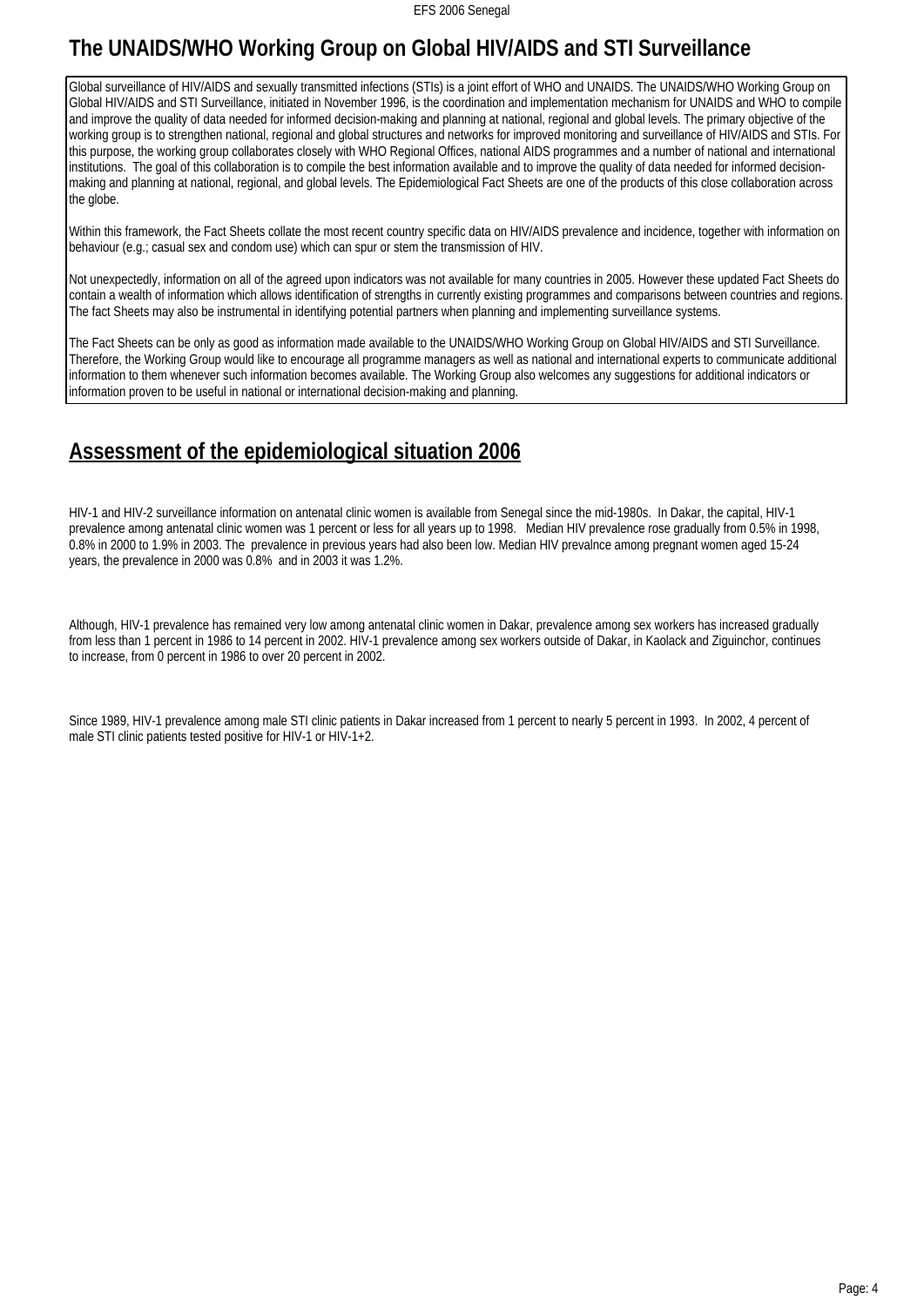## The UNAIDS/WHO Working Group on Global HIV/AIDS and STI Surveillance

Global surveillance of HIV/AIDS and sexually transmitted infections (STIs) is a joint effort of WHO and UNAIDS. The UNAIDS/WHO Working Group on Global HIV/AIDS and STI Surveillance, initiated in November 1996, is the coordination and implementation mechanism for UNAIDS and WHO to compile and improve the quality of data needed for informed decision-making and planning at national, regional and global levels. The primary objective of the working group is to strengthen national, regional and global structures and networks for improved monitoring and surveillance of HIV/AIDS and STIs. For this purpose, the working group collaborates closely with WHO Regional Offices, national AIDS programmes and a number of national and international institutions. The goal of this collaboration is to compile the best information available and to improve the quality of data needed for informed decision-making and planning at national, regional, and global levels. The Epidemiological Fact Sheets are one of the products of this close collaboration across the globe.

Within this framework, the Fact Sheets collate the most recent country specific data on HIV/AIDS prevalence and incidence, together with information on behaviour (e.g.; casual sex and condom use) which can spur or stem the transmission of HIV.

Not unexpectedly, information on all of the agreed upon indicators was not available for many countries in 2005. However these updated Fact Sheets do contain a wealth of information which allows identification of strengths in currently existing programmes and comparisons between countries and regions. The fact Sheets may also be instrumental in identifying potential partners when planning and implementing surveillance systems.

The Fact Sheets can be only as good as information made available to the UNAIDS/WHO Working Group on Global HIV/AIDS and STI Surveillance. Therefore, the Working Group would like to encourage all programme managers as well as national and international experts to communicate additional information to them whenever such information becomes available. The Working Group also welcomes any suggestions for additional indicators or information proven to be useful in national or international decision-making and planning.

## Assessment of the epidemiological situation 2006

HIV-1 and HIV-2 surveillance information on antenatal clinic women is available from Senegal since the mid-1980s. In Dakar, the capital, HIV-1 prevalence among antenatal clinic women was 1 percent or less for all years up to 1998. Median HIV prevalence rose gradually from 0.5% in 1998, 0.8% in 2000 to 1.9% in 2003. The prevalence in previous years had also been low. Median HIV prevalnce among pregnant women aged 15-24 years, the prevalence in 2000 was 0.8% and in 2003 it was 1.2%.

Although, HIV-1 prevalence has remained very low among antenatal clinic women in Dakar, prevalence among sex workers has increased gradually from less than 1 percent in 1986 to 14 percent in 2002. HIV-1 prevalence among sex workers outside of Dakar, in Kaolack and Ziguinchor, continues to increase, from 0 percent in 1986 to over 20 percent in 2002.

Since 1989, HIV-1 prevalence among male STI clinic patients in Dakar increased from 1 percent to nearly 5 percent in 1993. In 2002, 4 percent of male STI clinic patients tested positive for HIV-1 or HIV-1+2.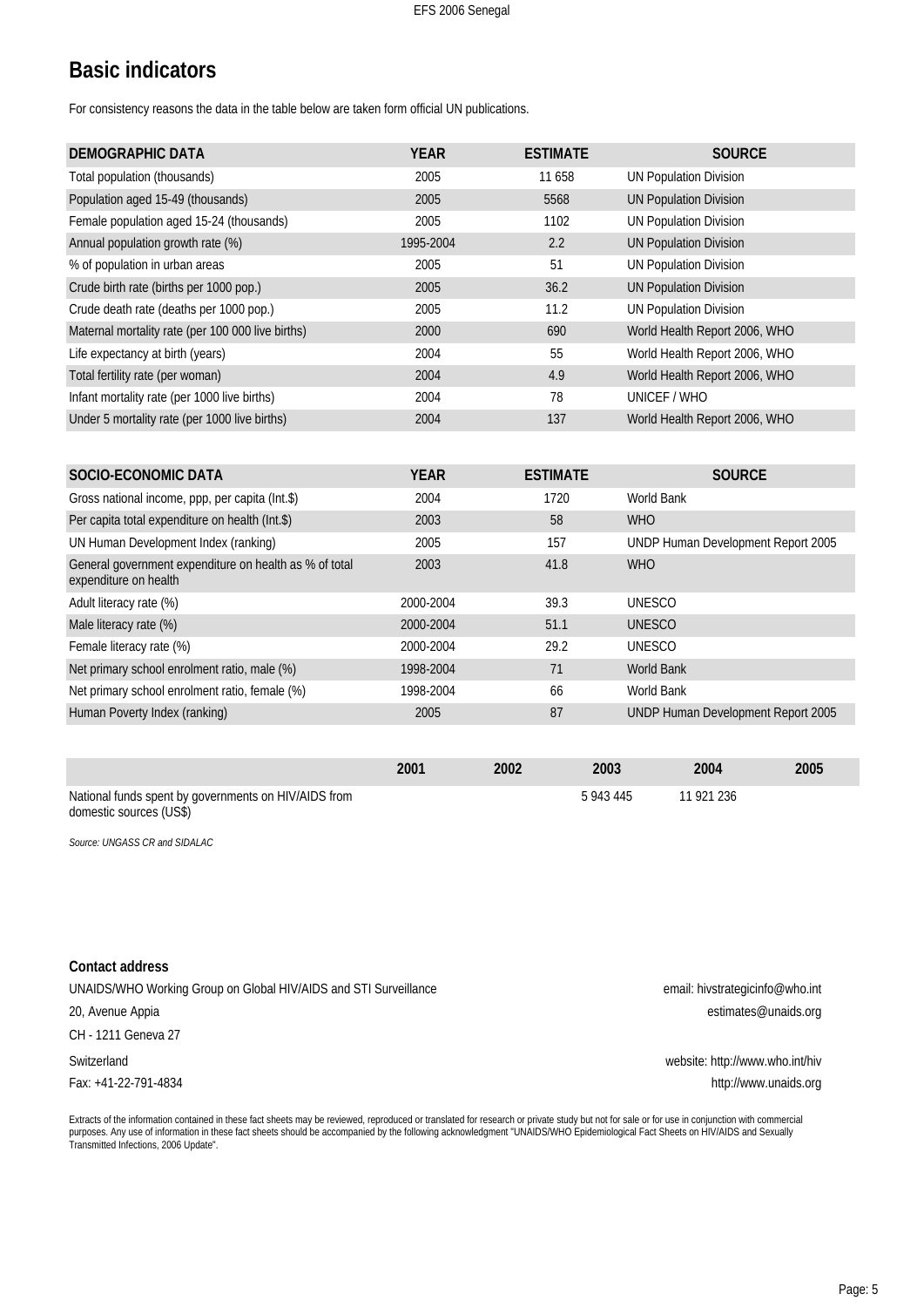## Basic indicators

For consistency reasons the data in the table below are taken form official UN publications.

| DEMOGRAPHIC DATA | YEAR | ESTIMATE | SOURCE |
|---|---|---|---|
| Total population (thousands) | 2005 | 11 658 | UN Population Division |
| Population aged 15-49 (thousands) | 2005 | 5568 | UN Population Division |
| Female population aged 15-24 (thousands) | 2005 | 1102 | UN Population Division |
| Annual population growth rate (%) | 1995-2004 | 2.2 | UN Population Division |
| % of population in urban areas | 2005 | 51 | UN Population Division |
| Crude birth rate (births per 1000 pop.) | 2005 | 36.2 | UN Population Division |
| Crude death rate (deaths per 1000 pop.) | 2005 | 11.2 | UN Population Division |
| Maternal mortality rate (per 100 000 live births) | 2000 | 690 | World Health Report 2006, WHO |
| Life expectancy at birth (years) | 2004 | 55 | World Health Report 2006, WHO |
| Total fertility rate (per woman) | 2004 | 4.9 | World Health Report 2006, WHO |
| Infant mortality rate (per 1000 live births) | 2004 | 78 | UNICEF / WHO |
| Under 5 mortality rate (per 1000 live births) | 2004 | 137 | World Health Report 2006, WHO |

| SOCIO-ECONOMIC DATA | YEAR | ESTIMATE | SOURCE |
|---|---|---|---|
| Gross national income, ppp, per capita (Int.$) | 2004 | 1720 | World Bank |
| Per capita total expenditure on health (Int.$) | 2003 | 58 | WHO |
| UN Human Development Index (ranking) | 2005 | 157 | UNDP Human Development Report 2005 |
| General government expenditure on health as % of total expenditure on health | 2003 | 41.8 | WHO |
| Adult literacy rate (%) | 2000-2004 | 39.3 | UNESCO |
| Male literacy rate (%) | 2000-2004 | 51.1 | UNESCO |
| Female literacy rate (%) | 2000-2004 | 29.2 | UNESCO |
| Net primary school enrolment ratio, male (%) | 1998-2004 | 71 | World Bank |
| Net primary school enrolment ratio, female (%) | 1998-2004 | 66 | World Bank |
| Human Poverty Index (ranking) | 2005 | 87 | UNDP Human Development Report 2005 |

| | 2001 | 2002 | 2003 | 2004 | 2005 |
|---|---|---|---|---|---|
| National funds spent by governments on HIV/AIDS from domestic sources (US$) | | | 5 943 445 | 11 921 236 | |

*Source: UNGASS CR and SIDALAC*

**Contact address**

UNAIDS/WHO Working Group on Global HIV/AIDS and STI Surveillance
20, Avenue Appia
CH - 1211 Geneva 27
Switzerland
Fax: +41-22-791-4834

email: hivstrategicinfo@who.int
estimates@unaids.org

website: http://www.who.int/hiv
http://www.unaids.org

Extracts of the information contained in these fact sheets may be reviewed, reproduced or translated for research or private study but not for sale or for use in conjunction with commercial purposes. Any use of information in these fact sheets should be accompanied by the following acknowledgment "UNAIDS/WHO Epidemiological Fact Sheets on HIV/AIDS and Sexually Transmitted Infections, 2006 Update".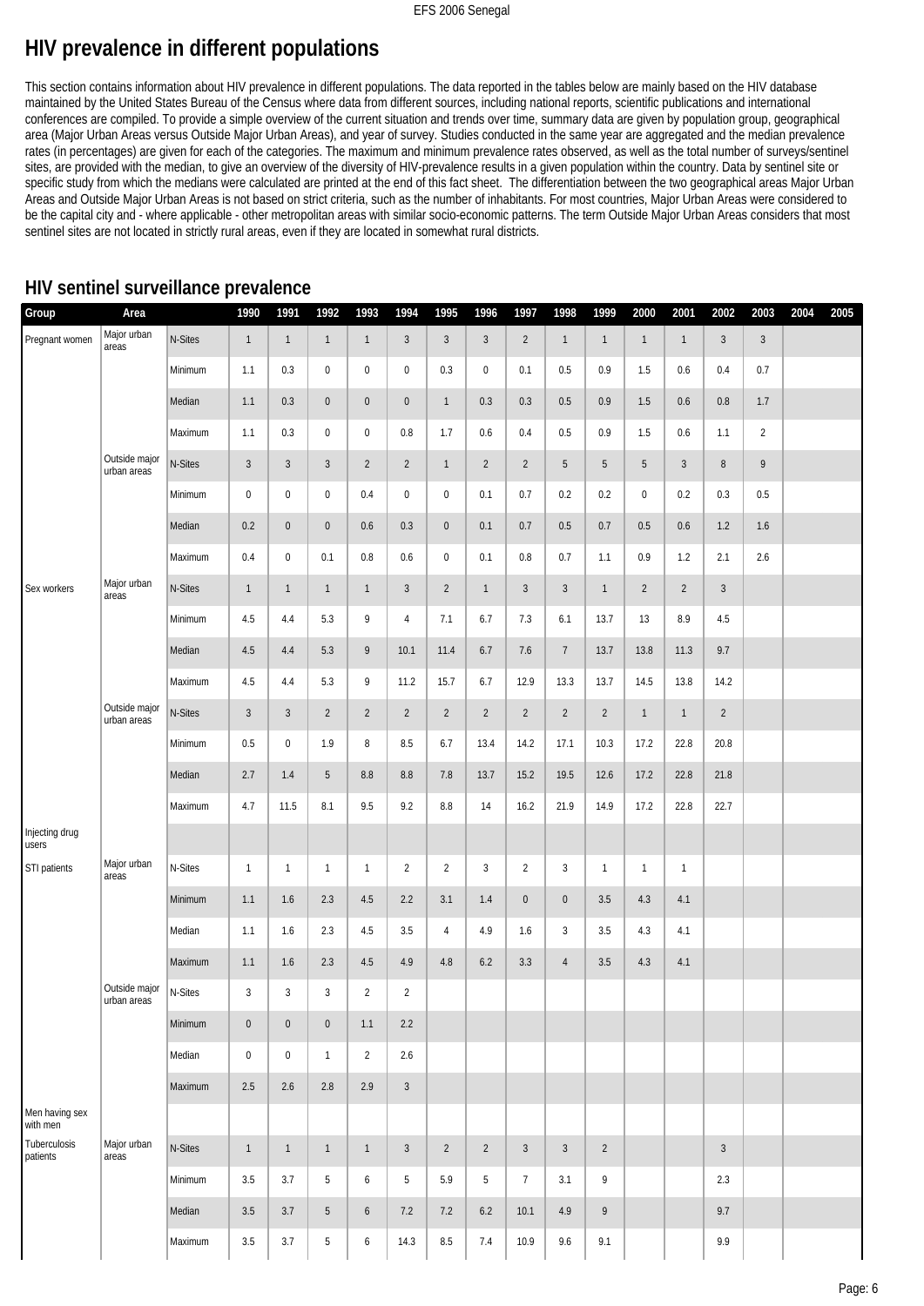# HIV prevalence in different populations

This section contains information about HIV prevalence in different populations. The data reported in the tables below are mainly based on the HIV database maintained by the United States Bureau of the Census where data from different sources, including national reports, scientific publications and international conferences are compiled. To provide a simple overview of the current situation and trends over time, summary data are given by population group, geographical area (Major Urban Areas versus Outside Major Urban Areas), and year of survey. Studies conducted in the same year are aggregated and the median prevalence rates (in percentages) are given for each of the categories. The maximum and minimum prevalence rates observed, as well as the total number of surveys/sentinel sites, are provided with the median, to give an overview of the diversity of HIV-prevalence results in a given population within the country. Data by sentinel site or specific study from which the medians were calculated are printed at the end of this fact sheet. The differentiation between the two geographical areas Major Urban Areas and Outside Major Urban Areas is not based on strict criteria, such as the number of inhabitants. For most countries, Major Urban Areas were considered to be the capital city and - where applicable - other metropolitan areas with similar socio-economic patterns. The term Outside Major Urban Areas considers that most sentinel sites are not located in strictly rural areas, even if they are located in somewhat rural districts.

## HIV sentinel surveillance prevalence

| Group | Area | | 1990 | 1991 | 1992 | 1993 | 1994 | 1995 | 1996 | 1997 | 1998 | 1999 | 2000 | 2001 | 2002 | 2003 | 2004 | 2005 |
|---|---|---|---|---|---|---|---|---|---|---|---|---|---|---|---|---|---|---|
| Pregnant women | Major urban areas | N-Sites | 1 | 1 | 1 | 1 | 3 | 3 | 3 | 2 | 1 | 1 | 1 | 1 | 3 | 3 | | |
| | | Minimum | 1.1 | 0.3 | 0 | 0 | 0 | 0.3 | 0 | 0.1 | 0.5 | 0.9 | 1.5 | 0.6 | 0.4 | 0.7 | | |
| | | Median | 1.1 | 0.3 | 0 | 0 | 0 | 1 | 0.3 | 0.3 | 0.5 | 0.9 | 1.5 | 0.6 | 0.8 | 1.7 | | |
| | | Maximum | 1.1 | 0.3 | 0 | 0 | 0.8 | 1.7 | 0.6 | 0.4 | 0.5 | 0.9 | 1.5 | 0.6 | 1.1 | 2 | | |
| | Outside major urban areas | N-Sites | 3 | 3 | 3 | 2 | 2 | 1 | 2 | 2 | 5 | 5 | 5 | 3 | 8 | 9 | | |
| | | Minimum | 0 | 0 | 0 | 0.4 | 0 | 0 | 0.1 | 0.7 | 0.2 | 0.2 | 0 | 0.2 | 0.3 | 0.5 | | |
| | | Median | 0.2 | 0 | 0 | 0.6 | 0.3 | 0 | 0.1 | 0.7 | 0.5 | 0.7 | 0.5 | 0.6 | 1.2 | 1.6 | | |
| | | Maximum | 0.4 | 0 | 0.1 | 0.8 | 0.6 | 0 | 0.1 | 0.8 | 0.7 | 1.1 | 0.9 | 1.2 | 2.1 | 2.6 | | |
| Sex workers | Major urban areas | N-Sites | 1 | 1 | 1 | 1 | 3 | 2 | 1 | 3 | 3 | 1 | 2 | 2 | 3 | | | |
| | | Minimum | 4.5 | 4.4 | 5.3 | 9 | 4 | 7.1 | 6.7 | 7.3 | 6.1 | 13.7 | 13 | 8.9 | 4.5 | | | |
| | | Median | 4.5 | 4.4 | 5.3 | 9 | 10.1 | 11.4 | 6.7 | 7.6 | 7 | 13.7 | 13.8 | 11.3 | 9.7 | | | |
| | | Maximum | 4.5 | 4.4 | 5.3 | 9 | 11.2 | 15.7 | 6.7 | 12.9 | 13.3 | 13.7 | 14.5 | 13.8 | 14.2 | | | |
| | Outside major urban areas | N-Sites | 3 | 3 | 2 | 2 | 2 | 2 | 2 | 2 | 2 | 2 | 1 | 1 | 2 | | | |
| | | Minimum | 0.5 | 0 | 1.9 | 8 | 8.5 | 6.7 | 13.4 | 14.2 | 17.1 | 10.3 | 17.2 | 22.8 | 20.8 | | | |
| | | Median | 2.7 | 1.4 | 5 | 8.8 | 8.8 | 7.8 | 13.7 | 15.2 | 19.5 | 12.6 | 17.2 | 22.8 | 21.8 | | | |
| | | Maximum | 4.7 | 11.5 | 8.1 | 9.5 | 9.2 | 8.8 | 14 | 16.2 | 21.9 | 14.9 | 17.2 | 22.8 | 22.7 | | | |
| Injecting drug users | | | | | | | | | | | | | | | | | | |
| STI patients | Major urban areas | N-Sites | 1 | 1 | 1 | 1 | 2 | 2 | 3 | 2 | 3 | 1 | 1 | 1 | | | | |
| | | Minimum | 1.1 | 1.6 | 2.3 | 4.5 | 2.2 | 3.1 | 1.4 | 0 | 0 | 3.5 | 4.3 | 4.1 | | | | |
| | | Median | 1.1 | 1.6 | 2.3 | 4.5 | 3.5 | 4 | 4.9 | 1.6 | 3 | 3.5 | 4.3 | 4.1 | | | | |
| | | Maximum | 1.1 | 1.6 | 2.3 | 4.5 | 4.9 | 4.8 | 6.2 | 3.3 | 4 | 3.5 | 4.3 | 4.1 | | | | |
| | Outside major urban areas | N-Sites | 3 | 3 | 3 | 2 | 2 | | | | | | | | | | | |
| | | Minimum | 0 | 0 | 0 | 1.1 | 2.2 | | | | | | | | | | | |
| | | Median | 0 | 0 | 1 | 2 | 2.6 | | | | | | | | | | | |
| | | Maximum | 2.5 | 2.6 | 2.8 | 2.9 | 3 | | | | | | | | | | | |
| Men having sex with men | | | | | | | | | | | | | | | | | | |
| Tuberculosis patients | Major urban areas | N-Sites | 1 | 1 | 1 | 1 | 3 | 2 | 2 | 3 | 3 | 2 | | | 3 | | | |
| | | Minimum | 3.5 | 3.7 | 5 | 6 | 5 | 5.9 | 5 | 7 | 3.1 | 9 | | | 2.3 | | | |
| | | Median | 3.5 | 3.7 | 5 | 6 | 7.2 | 7.2 | 6.2 | 10.1 | 4.9 | 9 | | | 9.7 | | | |
| | | Maximum | 3.5 | 3.7 | 5 | 6 | 14.3 | 8.5 | 7.4 | 10.9 | 9.6 | 9.1 | | | 9.9 | | | |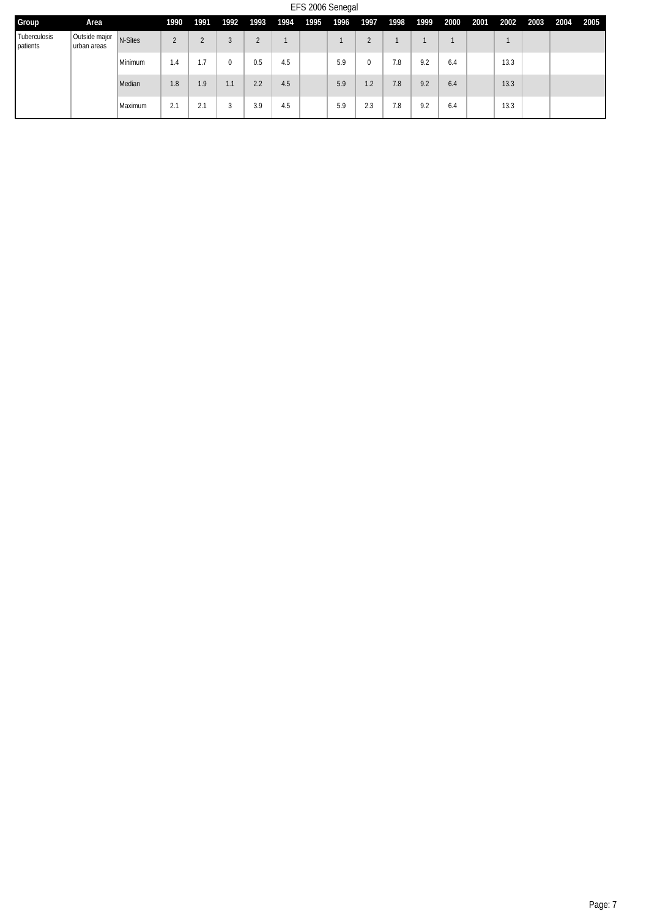EFS 2006 Senegal

| Group | Area | | 1990 | 1991 | 1992 | 1993 | 1994 | 1995 | 1996 | 1997 | 1998 | 1999 | 2000 | 2001 | 2002 | 2003 | 2004 | 2005 |
|---|---|---|---|---|---|---|---|---|---|---|---|---|---|---|---|---|---|---|
| Tuberculosis patients | Outside major urban areas | N-Sites | 2 | 2 | 3 | 2 | 1 | | 1 | 2 | 1 | 1 | 1 | | 1 | | | |
| | | Minimum | 1.4 | 1.7 | 0 | 0.5 | 4.5 | | 5.9 | 0 | 7.8 | 9.2 | 6.4 | | 13.3 | | | |
| | | Median | 1.8 | 1.9 | 1.1 | 2.2 | 4.5 | | 5.9 | 1.2 | 7.8 | 9.2 | 6.4 | | 13.3 | | | |
| | | Maximum | 2.1 | 2.1 | 3 | 3.9 | 4.5 | | 5.9 | 2.3 | 7.8 | 9.2 | 6.4 | | 13.3 | | | |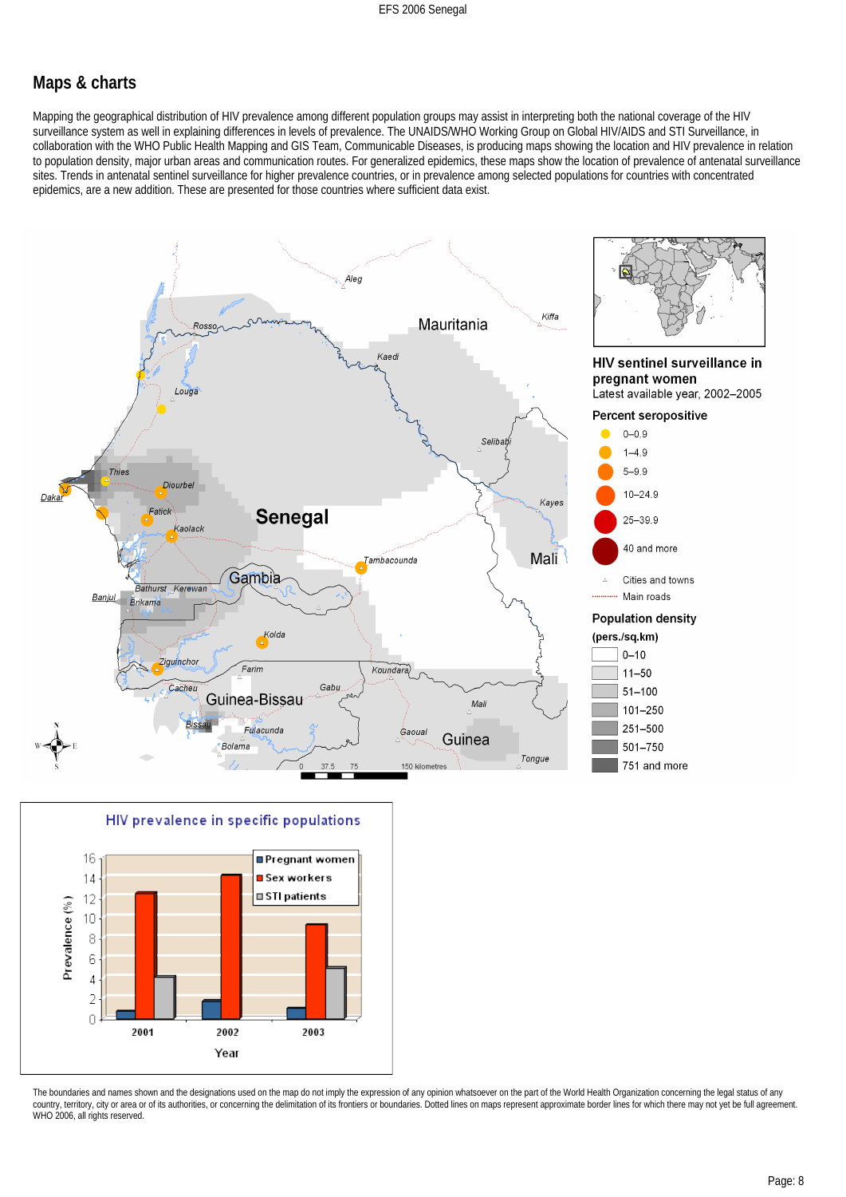## Maps & charts

Mapping the geographical distribution of HIV prevalence among different population groups may assist in interpreting both the national coverage of the HIV surveillance system as well in explaining differences in levels of prevalence. The UNAIDS/WHO Working Group on Global HIV/AIDS and STI Surveillance, in collaboration with the WHO Public Health Mapping and GIS Team, Communicable Diseases, is producing maps showing the location and HIV prevalence in relation to population density, major urban areas and communication routes. For generalized epidemics, these maps show the location of prevalence of antenatal surveillance sites. Trends in antenatal sentinel surveillance for higher prevalence countries, or in prevalence among selected populations for countries with concentrated epidemics, are a new addition. These are presented for those countries where sufficient data exist.

**HIV sentinel surveillance in pregnant women**
Latest available year, 2002–2005

**Percent seropositive**
- 0–0.9
- 1–4.9
- 5–9.9
- 10–24.9
- 25–39.9
- 40 and more

- Cities and towns
- Main roads

**Population density (pers./sq.km)**
- 0–10
- 11–50
- 51–100
- 101–250
- 251–500
- 501–750
- 751 and more

**HIV prevalence in specific populations**

| Year | Pregnant women | Sex workers | STI patients |
|---|---|---|---|
| 2001 | ~0.9 | ~12.5 | ~4.2 |
| 2002 | ~1.8 | ~14.2 | |
| 2003 | ~1.1 | ~9.4 | ~5.1 |

The boundaries and names shown and the designations used on the map do not imply the expression of any opinion whatsoever on the part of the World Health Organization concerning the legal status of any country, territory, city or area or of its authorities, or concerning the delimitation of its frontiers or boundaries. Dotted lines on maps represent approximate border lines for which there may not yet be full agreement. WHO 2006, all rights reserved.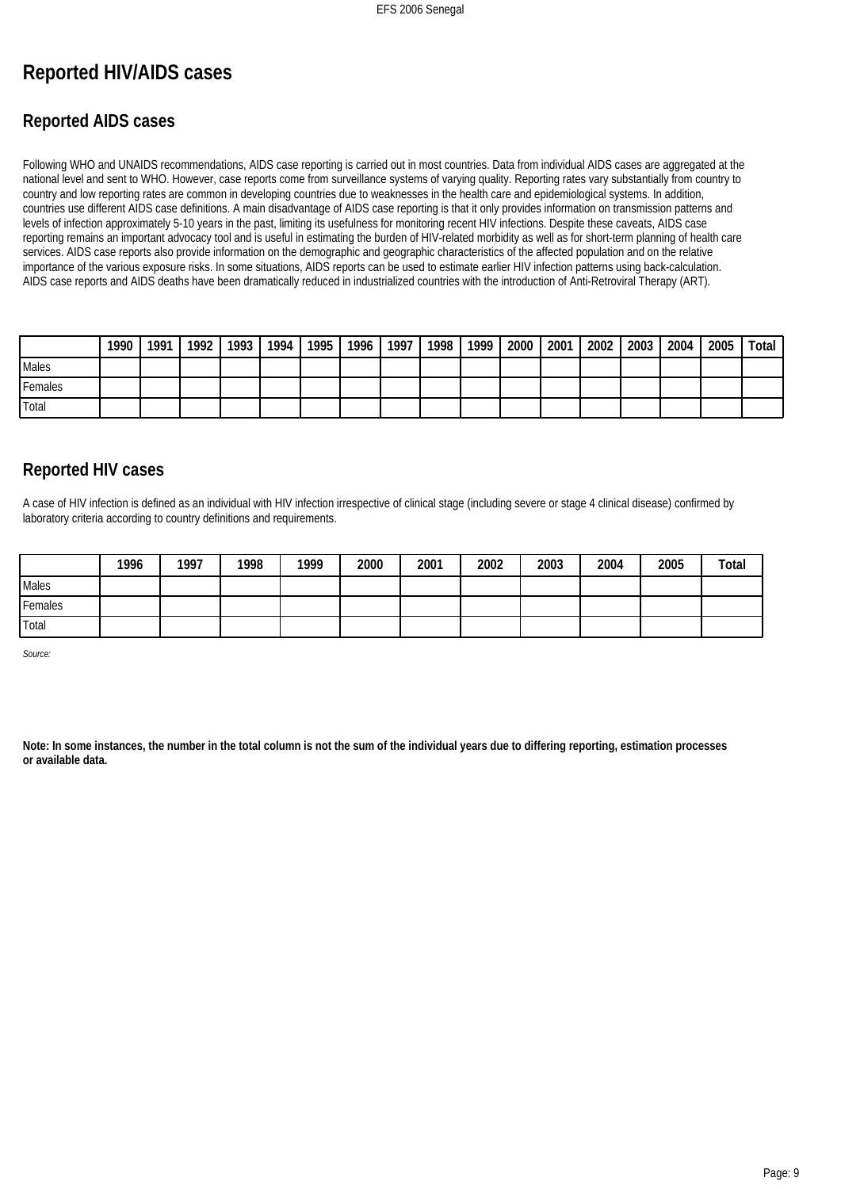# Reported HIV/AIDS cases

## Reported AIDS cases

Following WHO and UNAIDS recommendations, AIDS case reporting is carried out in most countries. Data from individual AIDS cases are aggregated at the national level and sent to WHO. However, case reports come from surveillance systems of varying quality. Reporting rates vary substantially from country to country and low reporting rates are common in developing countries due to weaknesses in the health care and epidemiological systems. In addition, countries use different AIDS case definitions. A main disadvantage of AIDS case reporting is that it only provides information on transmission patterns and levels of infection approximately 5-10 years in the past, limiting its usefulness for monitoring recent HIV infections. Despite these caveats, AIDS case reporting remains an important advocacy tool and is useful in estimating the burden of HIV-related morbidity as well as for short-term planning of health care services. AIDS case reports also provide information on the demographic and geographic characteristics of the affected population and on the relative importance of the various exposure risks. In some situations, AIDS reports can be used to estimate earlier HIV infection patterns using back-calculation. AIDS case reports and AIDS deaths have been dramatically reduced in industrialized countries with the introduction of Anti-Retroviral Therapy (ART).

| | 1990 | 1991 | 1992 | 1993 | 1994 | 1995 | 1996 | 1997 | 1998 | 1999 | 2000 | 2001 | 2002 | 2003 | 2004 | 2005 | Total |
|---|---|---|---|---|---|---|---|---|---|---|---|---|---|---|---|---|---|
| Males | | | | | | | | | | | | | | | | | |
| Females | | | | | | | | | | | | | | | | | |
| Total | | | | | | | | | | | | | | | | | |

## Reported HIV cases

A case of HIV infection is defined as an individual with HIV infection irrespective of clinical stage (including severe or stage 4 clinical disease) confirmed by laboratory criteria according to country definitions and requirements.

| | 1996 | 1997 | 1998 | 1999 | 2000 | 2001 | 2002 | 2003 | 2004 | 2005 | Total |
|---|---|---|---|---|---|---|---|---|---|---|---|
| Males | | | | | | | | | | | |
| Females | | | | | | | | | | | |
| Total | | | | | | | | | | | |

*Source:*

**Note: In some instances, the number in the total column is not the sum of the individual years due to differing reporting, estimation processes or available data.**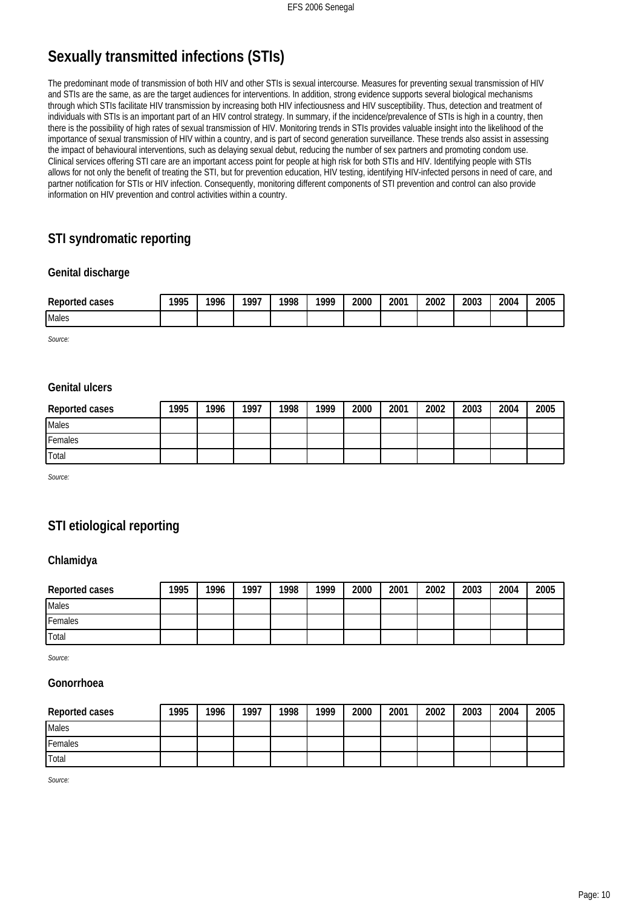# Sexually transmitted infections (STIs)

The predominant mode of transmission of both HIV and other STIs is sexual intercourse. Measures for preventing sexual transmission of HIV and STIs are the same, as are the target audiences for interventions. In addition, strong evidence supports several biological mechanisms through which STIs facilitate HIV transmission by increasing both HIV infectiousness and HIV susceptibility. Thus, detection and treatment of individuals with STIs is an important part of an HIV control strategy. In summary, if the incidence/prevalence of STIs is high in a country, then there is the possibility of high rates of sexual transmission of HIV. Monitoring trends in STIs provides valuable insight into the likelihood of the importance of sexual transmission of HIV within a country, and is part of second generation surveillance. These trends also assist in assessing the impact of behavioural interventions, such as delaying sexual debut, reducing the number of sex partners and promoting condom use. Clinical services offering STI care are an important access point for people at high risk for both STIs and HIV. Identifying people with STIs allows for not only the benefit of treating the STI, but for prevention education, HIV testing, identifying HIV-infected persons in need of care, and partner notification for STIs or HIV infection. Consequently, monitoring different components of STI prevention and control can also provide information on HIV prevention and control activities within a country.

## STI syndromatic reporting

### Genital discharge

| Reported cases | 1995 | 1996 | 1997 | 1998 | 1999 | 2000 | 2001 | 2002 | 2003 | 2004 | 2005 |
|---|---|---|---|---|---|---|---|---|---|---|---|
| Males | | | | | | | | | | | |

*Source:*

### Genital ulcers

| Reported cases | 1995 | 1996 | 1997 | 1998 | 1999 | 2000 | 2001 | 2002 | 2003 | 2004 | 2005 |
|---|---|---|---|---|---|---|---|---|---|---|---|
| Males | | | | | | | | | | | |
| Females | | | | | | | | | | | |
| Total | | | | | | | | | | | |

*Source:*

## STI etiological reporting

### Chlamidya

| Reported cases | 1995 | 1996 | 1997 | 1998 | 1999 | 2000 | 2001 | 2002 | 2003 | 2004 | 2005 |
|---|---|---|---|---|---|---|---|---|---|---|---|
| Males | | | | | | | | | | | |
| Females | | | | | | | | | | | |
| Total | | | | | | | | | | | |

*Source:*

### Gonorrhoea

| Reported cases | 1995 | 1996 | 1997 | 1998 | 1999 | 2000 | 2001 | 2002 | 2003 | 2004 | 2005 |
|---|---|---|---|---|---|---|---|---|---|---|---|
| Males | | | | | | | | | | | |
| Females | | | | | | | | | | | |
| Total | | | | | | | | | | | |

*Source:*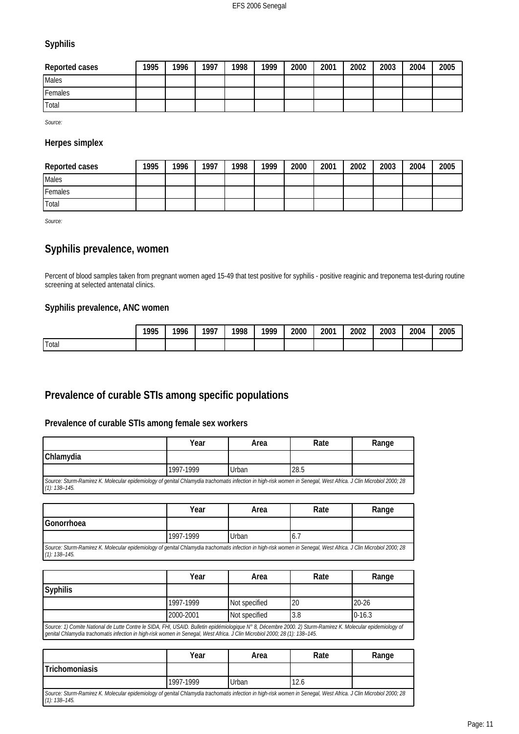### Syphilis

| Reported cases | 1995 | 1996 | 1997 | 1998 | 1999 | 2000 | 2001 | 2002 | 2003 | 2004 | 2005 |
|---|---|---|---|---|---|---|---|---|---|---|---|
| Males | | | | | | | | | | | |
| Females | | | | | | | | | | | |
| Total | | | | | | | | | | | |

*Source:*

### Herpes simplex

| Reported cases | 1995 | 1996 | 1997 | 1998 | 1999 | 2000 | 2001 | 2002 | 2003 | 2004 | 2005 |
|---|---|---|---|---|---|---|---|---|---|---|---|
| Males | | | | | | | | | | | |
| Females | | | | | | | | | | | |
| Total | | | | | | | | | | | |

*Source:*

## Syphilis prevalence, women

Percent of blood samples taken from pregnant women aged 15-49 that test positive for syphilis - positive reaginic and treponema test-during routine screening at selected antenatal clinics.

### Syphilis prevalence, ANC women

| | 1995 | 1996 | 1997 | 1998 | 1999 | 2000 | 2001 | 2002 | 2003 | 2004 | 2005 |
|---|---|---|---|---|---|---|---|---|---|---|---|
| Total | | | | | | | | | | | |

## Prevalence of curable STIs among specific populations

### Prevalence of curable STIs among female sex workers

| | Year | Area | Rate | Range |
|---|---|---|---|---|
| **Chlamydia** | | | | |
| | 1997-1999 | Urban | 28.5 | |

*Source: Sturm-Ramirez K. Molecular epidemiology of genital Chlamydia trachomatis infection in high-risk women in Senegal, West Africa. J Clin Microbiol 2000; 28 (1): 138–145.*

| | Year | Area | Rate | Range |
|---|---|---|---|---|
| **Gonorrhoea** | | | | |
| | 1997-1999 | Urban | 6.7 | |

*Source: Sturm-Ramirez K. Molecular epidemiology of genital Chlamydia trachomatis infection in high-risk women in Senegal, West Africa. J Clin Microbiol 2000; 28 (1): 138–145.*

| | Year | Area | Rate | Range |
|---|---|---|---|---|
| **Syphilis** | | | | |
| | 1997-1999 | Not specified | 20 | 20-26 |
| | 2000-2001 | Not specified | 3.8 | 0-16.3 |

*Source: 1) Comite National de Lutte Contre le SIDA, FHI, USAID. Bulletin epidémiologique N° 8, Décembre 2000. 2) Sturm-Ramirez K. Molecular epidemiology of genital Chlamydia trachomatis infection in high-risk women in Senegal, West Africa. J Clin Microbiol 2000; 28 (1): 138–145.*

| | Year | Area | Rate | Range |
|---|---|---|---|---|
| **Trichomoniasis** | | | | |
| | 1997-1999 | Urban | 12.6 | |

*Source: Sturm-Ramirez K. Molecular epidemiology of genital Chlamydia trachomatis infection in high-risk women in Senegal, West Africa. J Clin Microbiol 2000; 28 (1): 138–145.*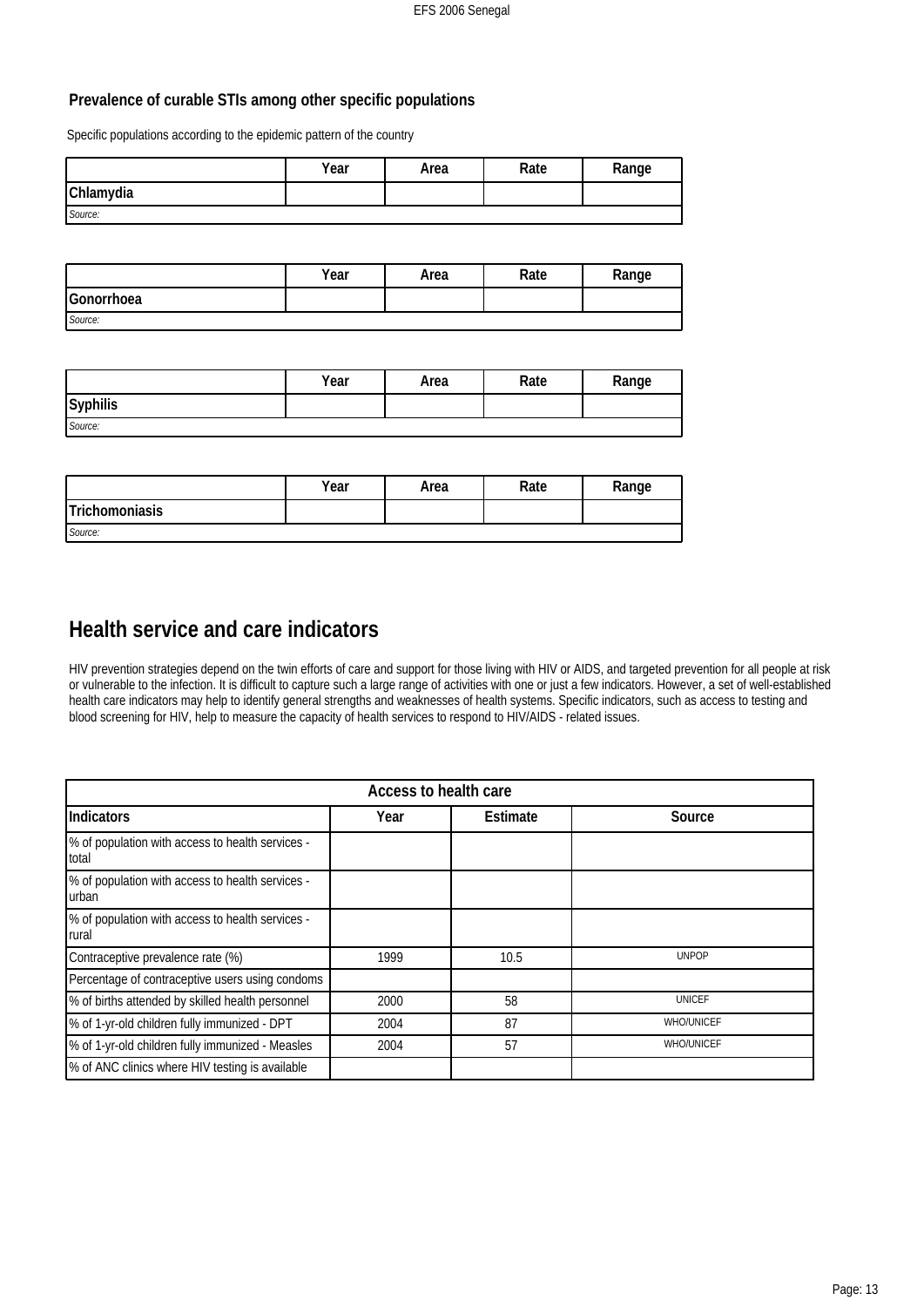### Prevalence of curable STIs among other specific populations

Specific populations according to the epidemic pattern of the country

| | Year | Area | Rate | Range |
|---|---|---|---|---|
| **Chlamydia** | | | | |
| *Source:* | | | | |

| | Year | Area | Rate | Range |
|---|---|---|---|---|
| **Gonorrhoea** | | | | |
| *Source:* | | | | |

| | Year | Area | Rate | Range |
|---|---|---|---|---|
| **Syphilis** | | | | |
| *Source:* | | | | |

| | Year | Area | Rate | Range |
|---|---|---|---|---|
| **Trichomoniasis** | | | | |
| *Source:* | | | | |

## Health service and care indicators

HIV prevention strategies depend on the twin efforts of care and support for those living with HIV or AIDS, and targeted prevention for all people at risk or vulnerable to the infection. It is difficult to capture such a large range of activities with one or just a few indicators. However, a set of well-established health care indicators may help to identify general strengths and weaknesses of health systems. Specific indicators, such as access to testing and blood screening for HIV, help to measure the capacity of health services to respond to HIV/AIDS - related issues.

| Access to health care | | | |
|---|---|---|---|
| **Indicators** | **Year** | **Estimate** | **Source** |
| % of population with access to health services - total | | | |
| % of population with access to health services - urban | | | |
| % of population with access to health services - rural | | | |
| Contraceptive prevalence rate (%) | 1999 | 10.5 | UNPOP |
| Percentage of contraceptive users using condoms | | | |
| % of births attended by skilled health personnel | 2000 | 58 | UNICEF |
| % of 1-yr-old children fully immunized - DPT | 2004 | 87 | WHO/UNICEF |
| % of 1-yr-old children fully immunized - Measles | 2004 | 57 | WHO/UNICEF |
| % of ANC clinics where HIV testing is available | | | |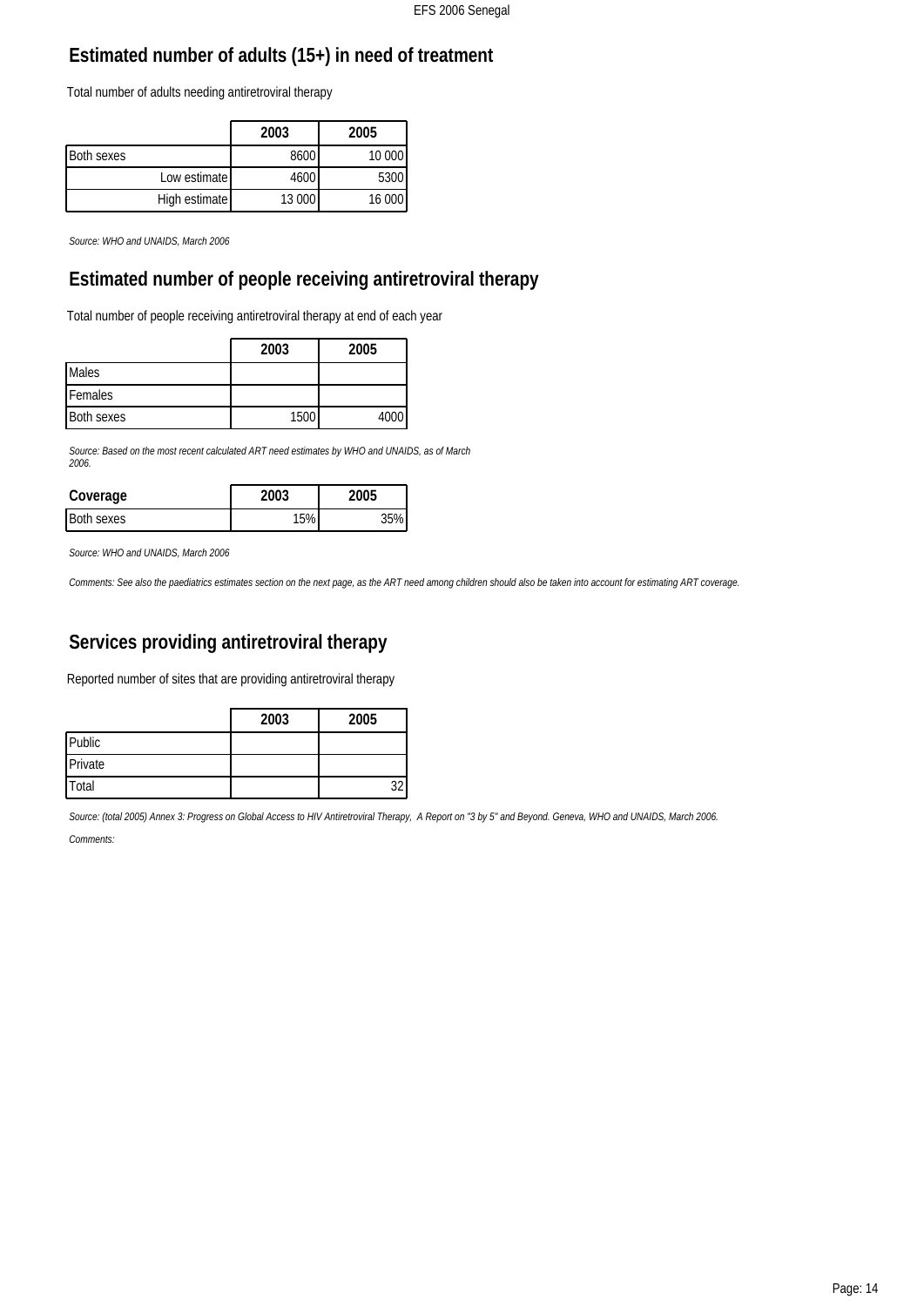## Estimated number of adults (15+) in need of treatment

Total number of adults needing antiretroviral therapy

| | 2003 | 2005 |
|---|---|---|
| Both sexes | 8600 | 10 000 |
| Low estimate | 4600 | 5300 |
| High estimate | 13 000 | 16 000 |

*Source: WHO and UNAIDS, March 2006*

## Estimated number of people receiving antiretroviral therapy

Total number of people receiving antiretroviral therapy at end of each year

| | 2003 | 2005 |
|---|---|---|
| Males | | |
| Females | | |
| Both sexes | 1500 | 4000 |

*Source: Based on the most recent calculated ART need estimates by WHO and UNAIDS, as of March 2006.*

| Coverage | 2003 | 2005 |
|---|---|---|
| Both sexes | 15% | 35% |

*Source: WHO and UNAIDS, March 2006*

*Comments: See also the paediatrics estimates section on the next page, as the ART need among children should also be taken into account for estimating ART coverage.*

## Services providing antiretroviral therapy

Reported number of sites that are providing antiretroviral therapy

| | 2003 | 2005 |
|---|---|---|
| Public | | |
| Private | | |
| Total | | 32 |

*Source: (total 2005) Annex 3: Progress on Global Access to HIV Antiretroviral Therapy, A Report on "3 by 5" and Beyond. Geneva, WHO and UNAIDS, March 2006.*

*Comments:*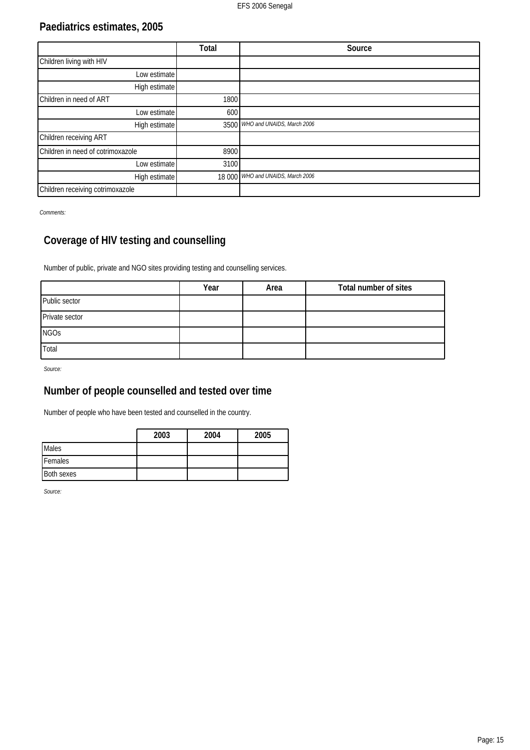## Paediatrics estimates, 2005

| | Total | Source |
|---|---|---|
| Children living with HIV | | |
| Low estimate | | |
| High estimate | | |
| Children in need of ART | 1800 | |
| Low estimate | 600 | |
| High estimate | 3500 | *WHO and UNAIDS, March 2006* |
| Children receiving ART | | |
| Children in need of cotrimoxazole | 8900 | |
| Low estimate | 3100 | |
| High estimate | 18 000 | *WHO and UNAIDS, March 2006* |
| Children receiving cotrimoxazole | | |

*Comments:*

## Coverage of HIV testing and counselling

Number of public, private and NGO sites providing testing and counselling services.

| | Year | Area | Total number of sites |
|---|---|---|---|
| Public sector | | | |
| Private sector | | | |
| NGOs | | | |
| Total | | | |

*Source:*

## Number of people counselled and tested over time

Number of people who have been tested and counselled in the country.

| | 2003 | 2004 | 2005 |
|---|---|---|---|
| Males | | | |
| Females | | | |
| Both sexes | | | |

*Source:*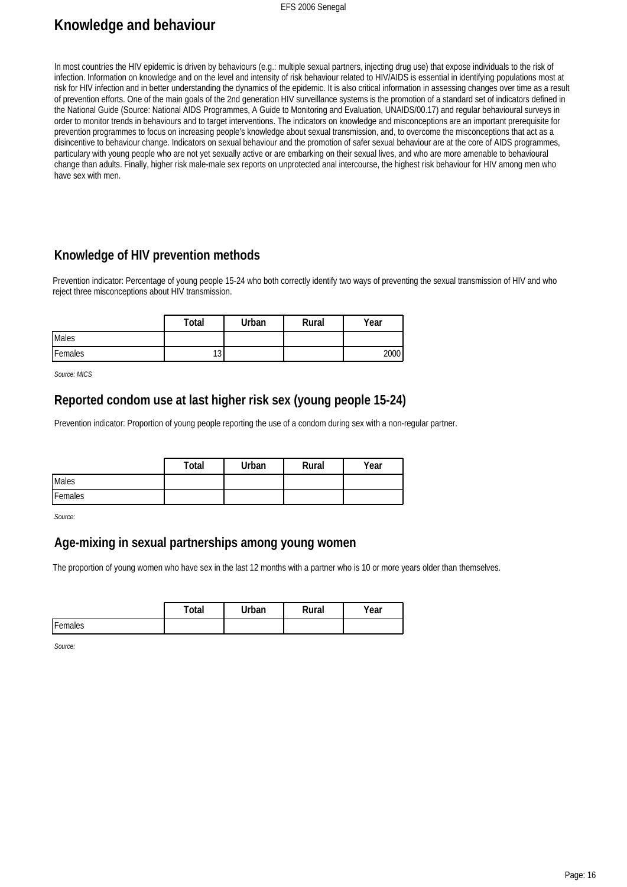# Knowledge and behaviour

In most countries the HIV epidemic is driven by behaviours (e.g.: multiple sexual partners, injecting drug use) that expose individuals to the risk of infection. Information on knowledge and on the level and intensity of risk behaviour related to HIV/AIDS is essential in identifying populations most at risk for HIV infection and in better understanding the dynamics of the epidemic. It is also critical information in assessing changes over time as a result of prevention efforts. One of the main goals of the 2nd generation HIV surveillance systems is the promotion of a standard set of indicators defined in the National Guide (Source: National AIDS Programmes, A Guide to Monitoring and Evaluation, UNAIDS/00.17) and regular behavioural surveys in order to monitor trends in behaviours and to target interventions. The indicators on knowledge and misconceptions are an important prerequisite for prevention programmes to focus on increasing people's knowledge about sexual transmission, and, to overcome the misconceptions that act as a disincentive to behaviour change. Indicators on sexual behaviour and the promotion of safer sexual behaviour are at the core of AIDS programmes, particulary with young people who are not yet sexually active or are embarking on their sexual lives, and who are more amenable to behavioural change than adults. Finally, higher risk male-male sex reports on unprotected anal intercourse, the highest risk behaviour for HIV among men who have sex with men.

## Knowledge of HIV prevention methods

Prevention indicator: Percentage of young people 15-24 who both correctly identify two ways of preventing the sexual transmission of HIV and who reject three misconceptions about HIV transmission.

| | Total | Urban | Rural | Year |
|---|---|---|---|---|
| Males | | | | |
| Females | 13 | | | 2000 |

*Source: MICS*

## Reported condom use at last higher risk sex (young people 15-24)

Prevention indicator: Proportion of young people reporting the use of a condom during sex with a non-regular partner.

| | Total | Urban | Rural | Year |
|---|---|---|---|---|
| Males | | | | |
| Females | | | | |

*Source:*

## Age-mixing in sexual partnerships among young women

The proportion of young women who have sex in the last 12 months with a partner who is 10 or more years older than themselves.

| | Total | Urban | Rural | Year |
|---|---|---|---|---|
| Females | | | | |

*Source:*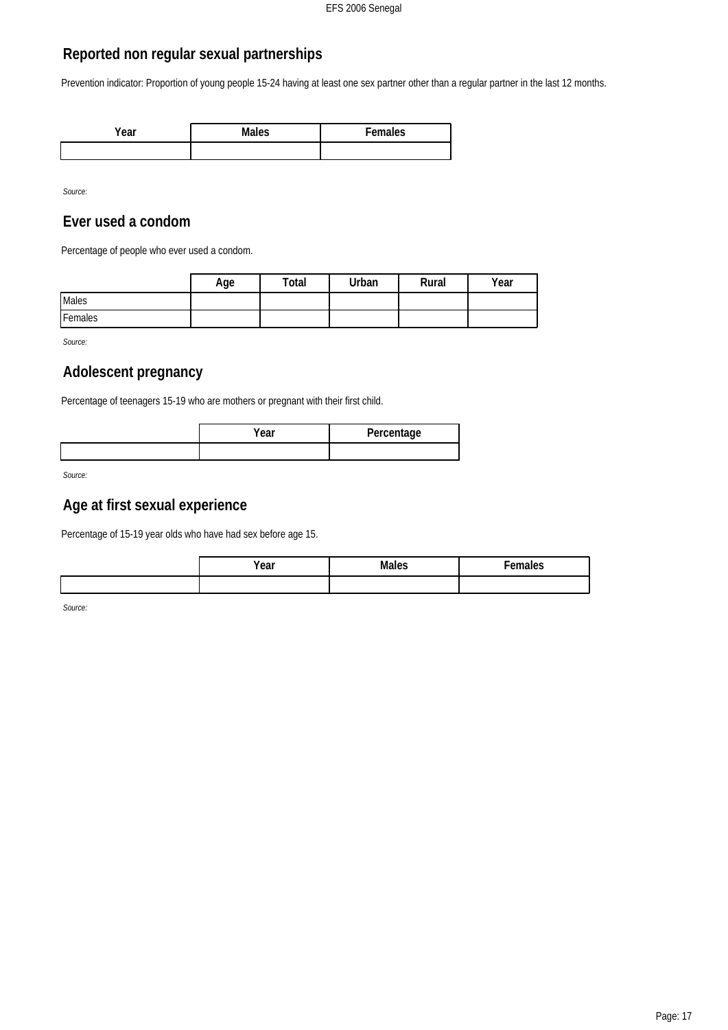## Reported non regular sexual partnerships

Prevention indicator: Proportion of young people 15-24 having at least one sex partner other than a regular partner in the last 12 months.

| Year | Males | Females |
|---|---|---|
| | | |

*Source:*

## Ever used a condom

Percentage of people who ever used a condom.

| | Age | Total | Urban | Rural | Year |
|---|---|---|---|---|---|
| Males | | | | | |
| Females | | | | | |

*Source:*

## Adolescent pregnancy

Percentage of teenagers 15-19 who are mothers or pregnant with their first child.

| | Year | Percentage |
|---|---|---|
| | | |

*Source:*

## Age at first sexual experience

Percentage of 15-19 year olds who have had sex before age 15.

| | Year | Males | Females |
|---|---|---|---|
| | | | |

*Source:*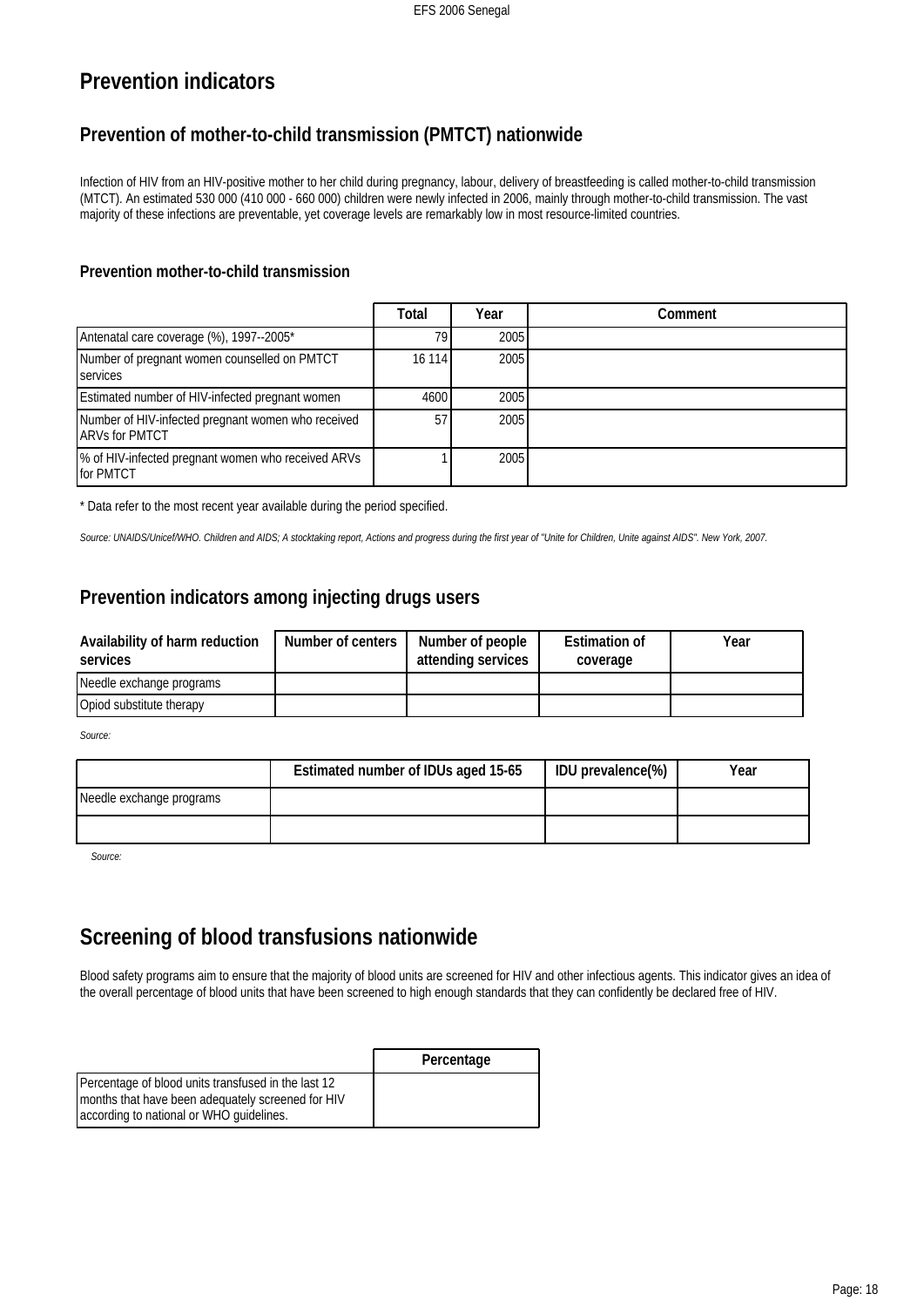# Prevention indicators

## Prevention of mother-to-child transmission (PMTCT) nationwide

Infection of HIV from an HIV-positive mother to her child during pregnancy, labour, delivery of breastfeeding is called mother-to-child transmission (MTCT). An estimated 530 000 (410 000 - 660 000) children were newly infected in 2006, mainly through mother-to-child transmission. The vast majority of these infections are preventable, yet coverage levels are remarkably low in most resource-limited countries.

### Prevention mother-to-child transmission

| | Total | Year | Comment |
|---|---|---|---|
| Antenatal care coverage (%), 1997--2005* | 79 | 2005 | |
| Number of pregnant women counselled on PMTCT services | 16 114 | 2005 | |
| Estimated number of HIV-infected pregnant women | 4600 | 2005 | |
| Number of HIV-infected pregnant women who received ARVs for PMTCT | 57 | 2005 | |
| % of HIV-infected pregnant women who received ARVs for PMTCT | 1 | 2005 | |

* Data refer to the most recent year available during the period specified.

*Source: UNAIDS/Unicef/WHO. Children and AIDS; A stocktaking report, Actions and progress during the first year of "Unite for Children, Unite against AIDS". New York, 2007.*

## Prevention indicators among injecting drugs users

| Availability of harm reduction services | Number of centers | Number of people attending services | Estimation of coverage | Year |
|---|---|---|---|---|
| Needle exchange programs | | | | |
| Opiod substitute therapy | | | | |

*Source:*

| | Estimated number of IDUs aged 15-65 | IDU prevalence(%) | Year |
|---|---|---|---|
| Needle exchange programs | | | |
| | | | |

*Source:*

## Screening of blood transfusions nationwide

Blood safety programs aim to ensure that the majority of blood units are screened for HIV and other infectious agents. This indicator gives an idea of the overall percentage of blood units that have been screened to high enough standards that they can confidently be declared free of HIV.

| | Percentage |
|---|---|
| Percentage of blood units transfused in the last 12 months that have been adequately screened for HIV according to national or WHO guidelines. | |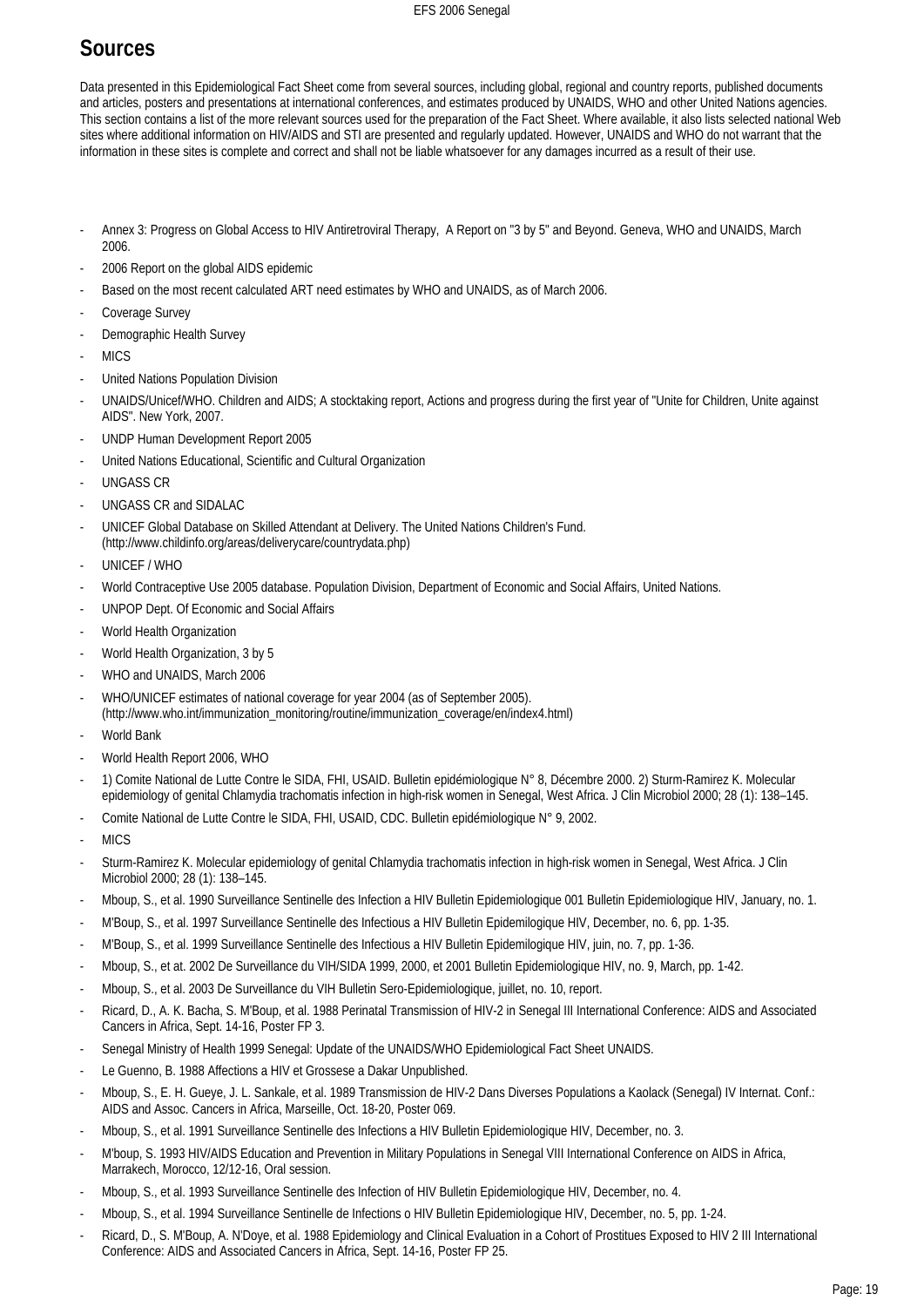## Sources

Data presented in this Epidemiological Fact Sheet come from several sources, including global, regional and country reports, published documents and articles, posters and presentations at international conferences, and estimates produced by UNAIDS, WHO and other United Nations agencies. This section contains a list of the more relevant sources used for the preparation of the Fact Sheet. Where available, it also lists selected national Web sites where additional information on HIV/AIDS and STI are presented and regularly updated. However, UNAIDS and WHO do not warrant that the information in these sites is complete and correct and shall not be liable whatsoever for any damages incurred as a result of their use.

- Annex 3: Progress on Global Access to HIV Antiretroviral Therapy, A Report on "3 by 5" and Beyond. Geneva, WHO and UNAIDS, March 2006.
- 2006 Report on the global AIDS epidemic
- Based on the most recent calculated ART need estimates by WHO and UNAIDS, as of March 2006.
- Coverage Survey
- Demographic Health Survey
- MICS
- United Nations Population Division
- UNAIDS/Unicef/WHO. Children and AIDS; A stocktaking report, Actions and progress during the first year of "Unite for Children, Unite against AIDS". New York, 2007.
- UNDP Human Development Report 2005
- United Nations Educational, Scientific and Cultural Organization
- UNGASS CR
- UNGASS CR and SIDALAC
- UNICEF Global Database on Skilled Attendant at Delivery. The United Nations Children's Fund. (http://www.childinfo.org/areas/deliverycare/countrydata.php)
- UNICEF / WHO
- World Contraceptive Use 2005 database. Population Division, Department of Economic and Social Affairs, United Nations.
- UNPOP Dept. Of Economic and Social Affairs
- World Health Organization
- World Health Organization, 3 by 5
- WHO and UNAIDS, March 2006
- WHO/UNICEF estimates of national coverage for year 2004 (as of September 2005). (http://www.who.int/immunization_monitoring/routine/immunization_coverage/en/index4.html)
- World Bank
- World Health Report 2006, WHO
- 1) Comite National de Lutte Contre le SIDA, FHI, USAID. Bulletin epidémiologique N° 8, Décembre 2000. 2) Sturm-Ramirez K. Molecular epidemiology of genital Chlamydia trachomatis infection in high-risk women in Senegal, West Africa. J Clin Microbiol 2000; 28 (1): 138–145.
- Comite National de Lutte Contre le SIDA, FHI, USAID, CDC. Bulletin epidémiologique N° 9, 2002.
- MICS
- Sturm-Ramirez K. Molecular epidemiology of genital Chlamydia trachomatis infection in high-risk women in Senegal, West Africa. J Clin Microbiol 2000; 28 (1): 138–145.
- Mboup, S., et al. 1990 Surveillance Sentinelle des Infection a HIV Bulletin Epidemiologique 001 Bulletin Epidemiologique HIV, January, no. 1.
- M'Boup, S., et al. 1997 Surveillance Sentinelle des Infectious a HIV Bulletin Epidemilogique HIV, December, no. 6, pp. 1-35.
- M'Boup, S., et al. 1999 Surveillance Sentinelle des Infectious a HIV Bulletin Epidemilogique HIV, juin, no. 7, pp. 1-36.
- Mboup, S., et at. 2002 De Surveillance du VIH/SIDA 1999, 2000, et 2001 Bulletin Epidemiologique HIV, no. 9, March, pp. 1-42.
- Mboup, S., et al. 2003 De Surveillance du VIH Bulletin Sero-Epidemiologique, juillet, no. 10, report.
- Ricard, D., A. K. Bacha, S. M'Boup, et al. 1988 Perinatal Transmission of HIV-2 in Senegal III International Conference: AIDS and Associated Cancers in Africa, Sept. 14-16, Poster FP 3.
- Senegal Ministry of Health 1999 Senegal: Update of the UNAIDS/WHO Epidemiological Fact Sheet UNAIDS.
- Le Guenno, B. 1988 Affections a HIV et Grossese a Dakar Unpublished.
- Mboup, S., E. H. Gueye, J. L. Sankale, et al. 1989 Transmission de HIV-2 Dans Diverses Populations a Kaolack (Senegal) IV Internat. Conf.: AIDS and Assoc. Cancers in Africa, Marseille, Oct. 18-20, Poster 069.
- Mboup, S., et al. 1991 Surveillance Sentinelle des Infections a HIV Bulletin Epidemiologique HIV, December, no. 3.
- M'boup, S. 1993 HIV/AIDS Education and Prevention in Military Populations in Senegal VIII International Conference on AIDS in Africa, Marrakech, Morocco, 12/12-16, Oral session.
- Mboup, S., et al. 1993 Surveillance Sentinelle des Infection of HIV Bulletin Epidemiologique HIV, December, no. 4.
- Mboup, S., et al. 1994 Surveillance Sentinelle de Infections o HIV Bulletin Epidemiologique HIV, December, no. 5, pp. 1-24.
- Ricard, D., S. M'Boup, A. N'Doye, et al. 1988 Epidemiology and Clinical Evaluation in a Cohort of Prostitues Exposed to HIV 2 III International Conference: AIDS and Associated Cancers in Africa, Sept. 14-16, Poster FP 25.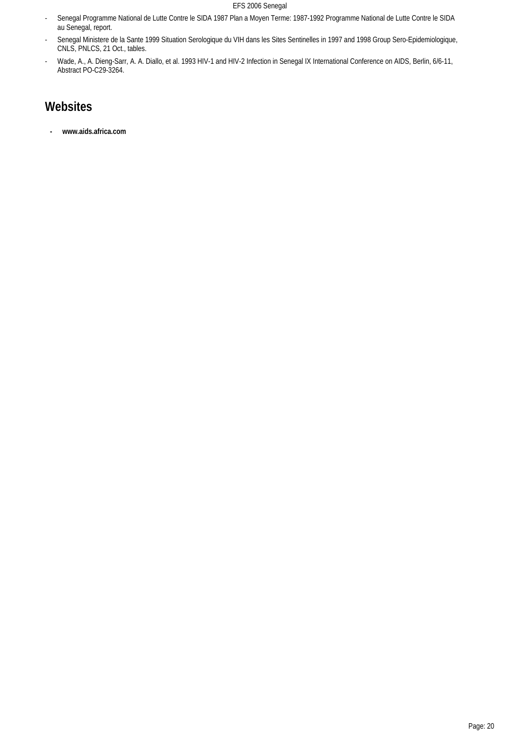- Senegal Programme National de Lutte Contre le SIDA 1987 Plan a Moyen Terme: 1987-1992 Programme National de Lutte Contre le SIDA au Senegal, report.
- Senegal Ministere de la Sante 1999 Situation Serologique du VIH dans les Sites Sentinelles in 1997 and 1998 Group Sero-Epidemiologique, CNLS, PNLCS, 21 Oct., tables.
- Wade, A., A. Dieng-Sarr, A. A. Diallo, et al. 1993 HIV-1 and HIV-2 Infection in Senegal IX International Conference on AIDS, Berlin, 6/6-11, Abstract PO-C29-3264.

## Websites

- **www.aids.africa.com**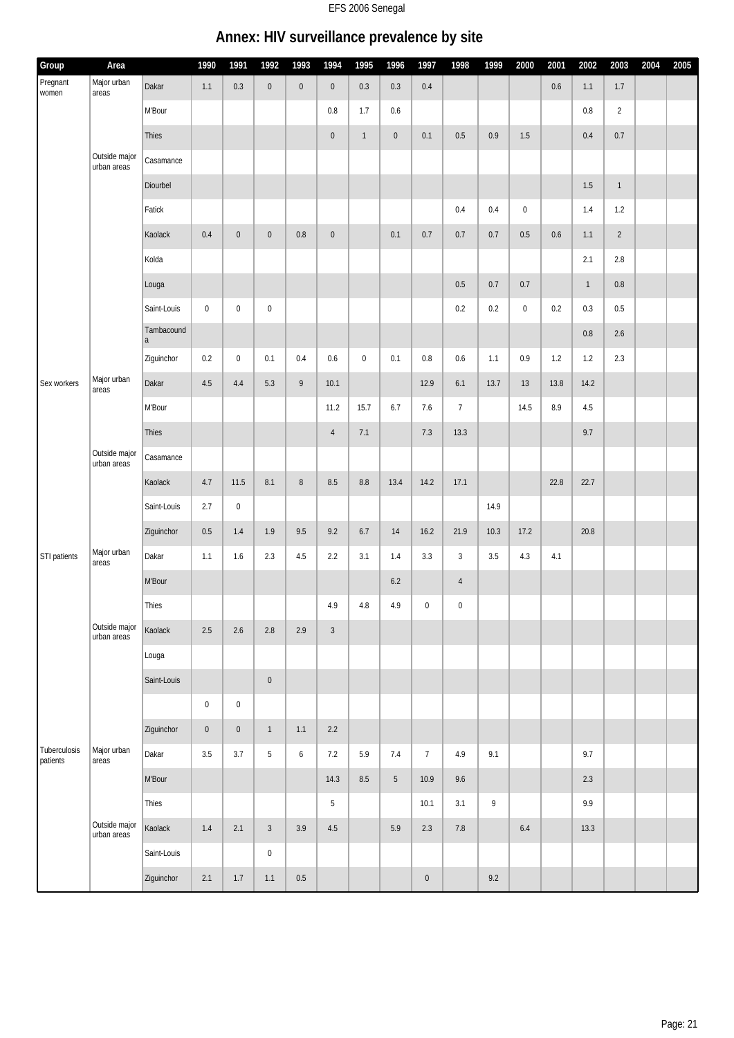# Annex: HIV surveillance prevalence by site

| Group | Area | | 1990 | 1991 | 1992 | 1993 | 1994 | 1995 | 1996 | 1997 | 1998 | 1999 | 2000 | 2001 | 2002 | 2003 | 2004 | 2005 |
|---|---|---|---|---|---|---|---|---|---|---|---|---|---|---|---|---|---|---|
| Pregnant women | Major urban areas | Dakar | 1.1 | 0.3 | 0 | 0 | 0 | 0.3 | 0.3 | 0.4 | | | | 0.6 | 1.1 | 1.7 | | |
| | | M'Bour | | | | | 0.8 | 1.7 | 0.6 | | | | | | 0.8 | 2 | | |
| | | Thies | | | | | 0 | 1 | 0 | 0.1 | 0.5 | 0.9 | 1.5 | | 0.4 | 0.7 | | |
| | Outside major urban areas | Casamance | | | | | | | | | | | | | | | | |
| | | Diourbel | | | | | | | | | | | | | 1.5 | 1 | | |
| | | Fatick | | | | | | | | | 0.4 | 0.4 | 0 | | 1.4 | 1.2 | | |
| | | Kaolack | 0.4 | 0 | 0 | 0.8 | 0 | | 0.1 | 0.7 | 0.7 | 0.7 | 0.5 | 0.6 | 1.1 | 2 | | |
| | | Kolda | | | | | | | | | | | | | 2.1 | 2.8 | | |
| | | Louga | | | | | | | | | 0.5 | 0.7 | 0.7 | | 1 | 0.8 | | |
| | | Saint-Louis | 0 | 0 | 0 | | | | | | 0.2 | 0.2 | 0 | 0.2 | 0.3 | 0.5 | | |
| | | Tambacounda | | | | | | | | | | | | | 0.8 | 2.6 | | |
| | | Ziguinchor | 0.2 | 0 | 0.1 | 0.4 | 0.6 | 0 | 0.1 | 0.8 | 0.6 | 1.1 | 0.9 | 1.2 | 1.2 | 2.3 | | |
| Sex workers | Major urban areas | Dakar | 4.5 | 4.4 | 5.3 | 9 | 10.1 | | | 12.9 | 6.1 | 13.7 | 13 | 13.8 | 14.2 | | | |
| | | M'Bour | | | | | 11.2 | 15.7 | 6.7 | 7.6 | 7 | | 14.5 | 8.9 | 4.5 | | | |
| | | Thies | | | | | 4 | 7.1 | | 7.3 | 13.3 | | | | 9.7 | | | |
| | Outside major urban areas | Casamance | | | | | | | | | | | | | | | | |
| | | Kaolack | 4.7 | 11.5 | 8.1 | 8 | 8.5 | 8.8 | 13.4 | 14.2 | 17.1 | | | 22.8 | 22.7 | | | |
| | | Saint-Louis | 2.7 | 0 | | | | | | | | 14.9 | | | | | | |
| | | Ziguinchor | 0.5 | 1.4 | 1.9 | 9.5 | 9.2 | 6.7 | 14 | 16.2 | 21.9 | 10.3 | 17.2 | | 20.8 | | | |
| STI patients | Major urban areas | Dakar | 1.1 | 1.6 | 2.3 | 4.5 | 2.2 | 3.1 | 1.4 | 3.3 | 3 | 3.5 | 4.3 | 4.1 | | | | |
| | | M'Bour | | | | | | | 6.2 | | 4 | | | | | | | |
| | | Thies | | | | | 4.9 | 4.8 | 4.9 | 0 | 0 | | | | | | | |
| | Outside major urban areas | Kaolack | 2.5 | 2.6 | 2.8 | 2.9 | 3 | | | | | | | | | | | |
| | | Louga | | | | | | | | | | | | | | | | |
| | | Saint-Louis | | | 0 | | | | | | | | | | | | | |
| | | | 0 | 0 | | | | | | | | | | | | | | |
| | | Ziguinchor | 0 | 0 | 1 | 1.1 | 2.2 | | | | | | | | | | | |
| Tuberculosis patients | Major urban areas | Dakar | 3.5 | 3.7 | 5 | 6 | 7.2 | 5.9 | 7.4 | 7 | 4.9 | 9.1 | | | 9.7 | | | |
| | | M'Bour | | | | | 14.3 | 8.5 | 5 | 10.9 | 9.6 | | | | 2.3 | | | |
| | | Thies | | | | | 5 | | | 10.1 | 3.1 | 9 | | | 9.9 | | | |
| | Outside major urban areas | Kaolack | 1.4 | 2.1 | 3 | 3.9 | 4.5 | | 5.9 | 2.3 | 7.8 | | 6.4 | | 13.3 | | | |
| | | Saint-Louis | | | 0 | | | | | | | | | | | | | |
| | | Ziguinchor | 2.1 | 1.7 | 1.1 | 0.5 | | | | 0 | | 9.2 | | | | | | |